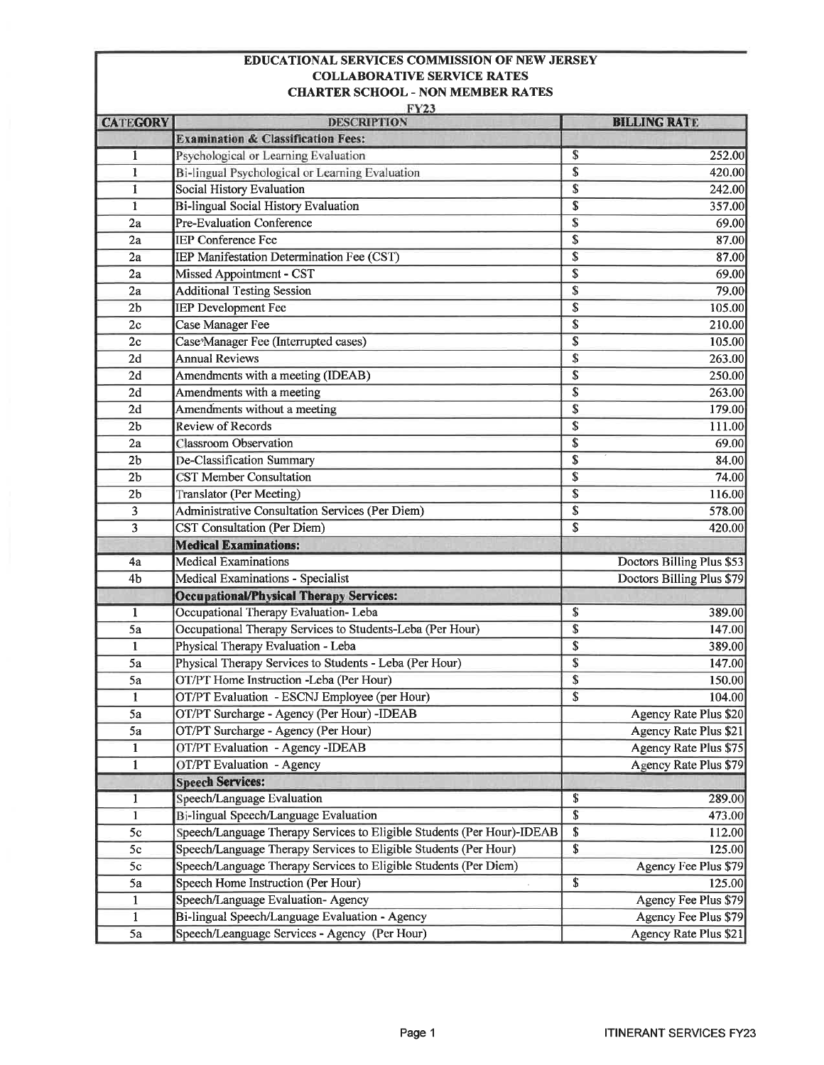# EDUCATIONAL SERVICES COMMISSION OF NEW JERSEY
## COLLABORATIVE SERVICE RATES
## CHARTER SCHOOL - NON MEMBER RATES
### FY23

| CATEGORY | DESCRIPTION | BILLING RATE |
|---|---|---|
| | **Examination & Classification Fees:** | |
| 1 | Psychological or Learning Evaluation | $ 252.00 |
| 1 | Bi-lingual Psychological or Learning Evaluation | $ 420.00 |
| 1 | Social History Evaluation | $ 242.00 |
| 1 | Bi-lingual Social History Evaluation | $ 357.00 |
| 2a | Pre-Evaluation Conference | $ 69.00 |
| 2a | IEP Conference Fee | $ 87.00 |
| 2a | IEP Manifestation Determination Fee (CST) | $ 87.00 |
| 2a | Missed Appointment - CST | $ 69.00 |
| 2a | Additional Testing Session | $ 79.00 |
| 2b | IEP Development Fee | $ 105.00 |
| 2c | Case Manager Fee | $ 210.00 |
| 2c | Case Manager Fee (Interrupted cases) | $ 105.00 |
| 2d | Annual Reviews | $ 263.00 |
| 2d | Amendments with a meeting (IDEAB) | $ 250.00 |
| 2d | Amendments with a meeting | $ 263.00 |
| 2d | Amendments without a meeting | $ 179.00 |
| 2b | Review of Records | $ 111.00 |
| 2a | Classroom Observation | $ 69.00 |
| 2b | De-Classification Summary | $ 84.00 |
| 2b | CST Member Consultation | $ 74.00 |
| 2b | Translator (Per Meeting) | $ 116.00 |
| 3 | Administrative Consultation Services (Per Diem) | $ 578.00 |
| 3 | CST Consultation (Per Diem) | $ 420.00 |
| | **Medical Examinations:** | |
| 4a | Medical Examinations | Doctors Billing Plus $53 |
| 4b | Medical Examinations - Specialist | Doctors Billing Plus $79 |
| | **Occupational/Physical Therapy Services:** | |
| 1 | Occupational Therapy Evaluation- Leba | $ 389.00 |
| 5a | Occupational Therapy Services to Students-Leba (Per Hour) | $ 147.00 |
| 1 | Physical Therapy Evaluation - Leba | $ 389.00 |
| 5a | Physical Therapy Services to Students - Leba (Per Hour) | $ 147.00 |
| 5a | OT/PT Home Instruction -Leba (Per Hour) | $ 150.00 |
| 1 | OT/PT Evaluation - ESCNJ Employee (per Hour) | $ 104.00 |
| 5a | OT/PT Surcharge - Agency (Per Hour) -IDEAB | Agency Rate Plus $20 |
| 5a | OT/PT Surcharge - Agency (Per Hour) | Agency Rate Plus $21 |
| 1 | OT/PT Evaluation - Agency -IDEAB | Agency Rate Plus $75 |
| 1 | OT/PT Evaluation - Agency | Agency Rate Plus $79 |
| | **Speech Services:** | |
| 1 | Speech/Language Evaluation | $ 289.00 |
| 1 | Bi-lingual Speech/Language Evaluation | $ 473.00 |
| 5c | Speech/Language Therapy Services to Eligible Students (Per Hour)-IDEAB | $ 112.00 |
| 5c | Speech/Language Therapy Services to Eligible Students (Per Hour) | $ 125.00 |
| 5c | Speech/Language Therapy Services to Eligible Students (Per Diem) | Agency Fee Plus $79 |
| 5a | Speech Home Instruction (Per Hour) | $ 125.00 |
| 1 | Speech/Language Evaluation- Agency | Agency Fee Plus $79 |
| 1 | Bi-lingual Speech/Language Evaluation - Agency | Agency Fee Plus $79 |
| 5a | Speech/Leanguage Services - Agency (Per Hour) | Agency Rate Plus $21 |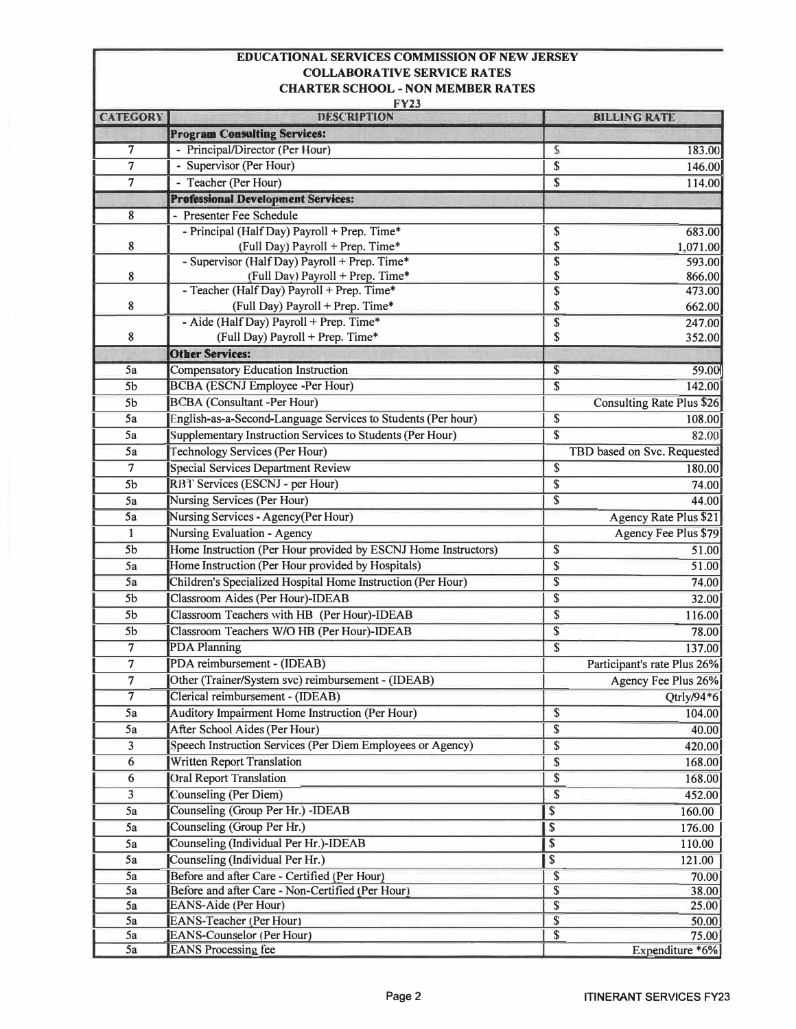# EDUCATIONAL SERVICES COMMISSION OF NEW JERSEY
## COLLABORATIVE SERVICE RATES
## CHARTER SCHOOL - NON MEMBER RATES
### FY23

| CATEGORY | DESCRIPTION | BILLING RATE |
|---|---|---|
| | **Program Consulting Services:** | |
| 7 | - Principal/Director (Per Hour) | $ 183.00 |
| 7 | - Supervisor (Per Hour) | $ 146.00 |
| 7 | - Teacher (Per Hour) | $ 114.00 |
| | **Professional Development Services:** | |
| 8 | - Presenter Fee Schedule | |
| | - Principal (Half Day) Payroll + Prep. Time* | $ 683.00 |
| 8 | (Full Day) Payroll + Prep. Time* | $ 1,071.00 |
| | - Supervisor (Half Day) Payroll + Prep. Time* | $ 593.00 |
| 8 | (Full Day) Payroll + Prep. Time* | $ 866.00 |
| | - Teacher (Half Day) Payroll + Prep. Time* | $ 473.00 |
| 8 | (Full Day) Payroll + Prep. Time* | $ 662.00 |
| | - Aide (Half Day) Payroll + Prep. Time* | $ 247.00 |
| 8 | (Full Day) Payroll + Prep. Time* | $ 352.00 |
| | **Other Services:** | |
| 5a | Compensatory Education Instruction | $ 59.00 |
| 5b | BCBA (ESCNJ Employee -Per Hour) | $ 142.00 |
| 5b | BCBA (Consultant -Per Hour) | Consulting Rate Plus $26 |
| 5a | English-as-a-Second-Language Services to Students (Per hour) | $ 108.00 |
| 5a | Supplementary Instruction Services to Students (Per Hour) | $ 82.00 |
| 5a | Technology Services (Per Hour) | TBD based on Svc. Requested |
| 7 | Special Services Department Review | $ 180.00 |
| 5b | RBT Services (ESCNJ - per Hour) | $ 74.00 |
| 5a | Nursing Services (Per Hour) | $ 44.00 |
| 5a | Nursing Services - Agency(Per Hour) | Agency Rate Plus $21 |
| 1 | Nursing Evaluation - Agency | Agency Fee Plus $79 |
| 5b | Home Instruction (Per Hour provided by ESCNJ Home Instructors) | $ 51.00 |
| 5a | Home Instruction (Per Hour provided by Hospitals) | $ 51.00 |
| 5a | Children's Specialized Hospital Home Instruction (Per Hour) | $ 74.00 |
| 5b | Classroom Aides (Per Hour)-IDEAB | $ 32.00 |
| 5b | Classroom Teachers with HB (Per Hour)-IDEAB | $ 116.00 |
| 5b | Classroom Teachers W/O HB (Per Hour)-IDEAB | $ 78.00 |
| 7 | PDA Planning | $ 137.00 |
| 7 | PDA reimbursement - (IDEAB) | Participant's rate Plus 26% |
| 7 | Other (Trainer/System svc) reimbursement - (IDEAB) | Agency Fee Plus 26% |
| 7 | Clerical reimbursement - (IDEAB) | Qtrly/94*6 |
| 5a | Auditory Impairment Home Instruction (Per Hour) | $ 104.00 |
| 5a | After School Aides (Per Hour) | $ 40.00 |
| 3 | Speech Instruction Services (Per Diem Employees or Agency) | $ 420.00 |
| 6 | Written Report Translation | $ 168.00 |
| 6 | Oral Report Translation | $ 168.00 |
| 3 | Counseling (Per Diem) | $ 452.00 |
| 5a | Counseling (Group Per Hr.) -IDEAB | $ 160.00 |
| 5a | Counseling (Group Per Hr.) | $ 176.00 |
| 5a | Counseling (Individual Per Hr.)-IDEAB | $ 110.00 |
| 5a | Counseling (Individual Per Hr.) | $ 121.00 |
| 5a | Before and after Care - Certified (Per Hour) | $ 70.00 |
| 5a | Before and after Care - Non-Certified (Per Hour) | $ 38.00 |
| 5a | EANS-Aide (Per Hour) | $ 25.00 |
| 5a | EANS-Teacher (Per Hour) | $ 50.00 |
| 5a | EANS-Counselor (Per Hour) | $ 75.00 |
| 5a | EANS Processing fee | Expenditure *6% |